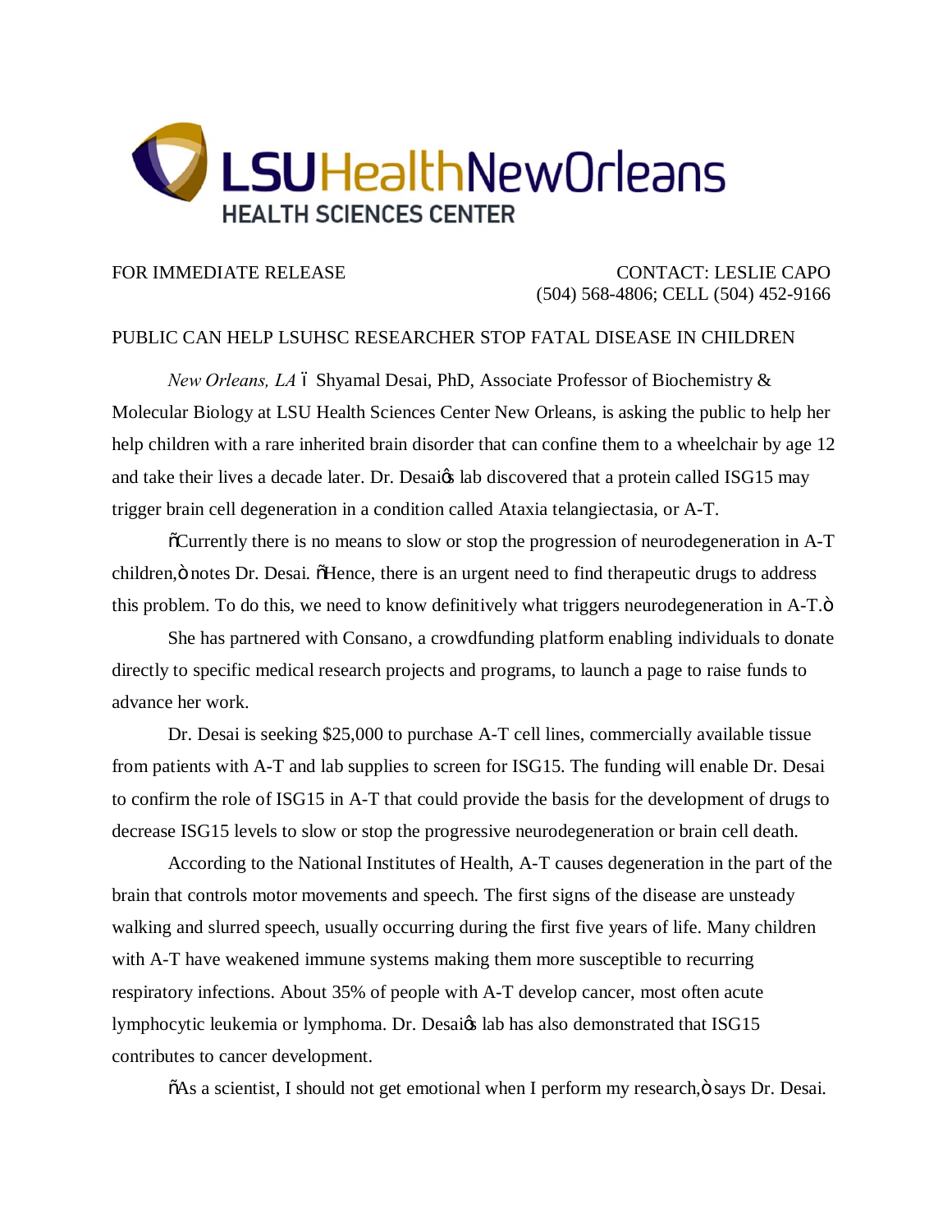**LSU Health New Orleans**
**HEALTH SCIENCES CENTER**

FOR IMMEDIATE RELEASE

CONTACT: LESLIE CAPO
(504) 568-4806; CELL (504) 452-9166

PUBLIC CAN HELP LSUHSC RESEARCHER STOP FATAL DISEASE IN CHILDREN

*New Orleans, LA* – Shyamal Desai, PhD, Associate Professor of Biochemistry & Molecular Biology at LSU Health Sciences Center New Orleans, is asking the public to help her help children with a rare inherited brain disorder that can confine them to a wheelchair by age 12 and take their lives a decade later. Dr. Desai's lab discovered that a protein called ISG15 may trigger brain cell degeneration in a condition called Ataxia telangiectasia, or A-T.

"Currently there is no means to slow or stop the progression of neurodegeneration in A-T children," notes Dr. Desai. "Hence, there is an urgent need to find therapeutic drugs to address this problem. To do this, we need to know definitively what triggers neurodegeneration in A-T."

She has partnered with Consano, a crowdfunding platform enabling individuals to donate directly to specific medical research projects and programs, to launch a page to raise funds to advance her work.

Dr. Desai is seeking $25,000 to purchase A-T cell lines, commercially available tissue from patients with A-T and lab supplies to screen for ISG15. The funding will enable Dr. Desai to confirm the role of ISG15 in A-T that could provide the basis for the development of drugs to decrease ISG15 levels to slow or stop the progressive neurodegeneration or brain cell death.

According to the National Institutes of Health, A-T causes degeneration in the part of the brain that controls motor movements and speech. The first signs of the disease are unsteady walking and slurred speech, usually occurring during the first five years of life. Many children with A-T have weakened immune systems making them more susceptible to recurring respiratory infections. About 35% of people with A-T develop cancer, most often acute lymphocytic leukemia or lymphoma. Dr. Desai's lab has also demonstrated that ISG15 contributes to cancer development.

"As a scientist, I should not get emotional when I perform my research," says Dr. Desai.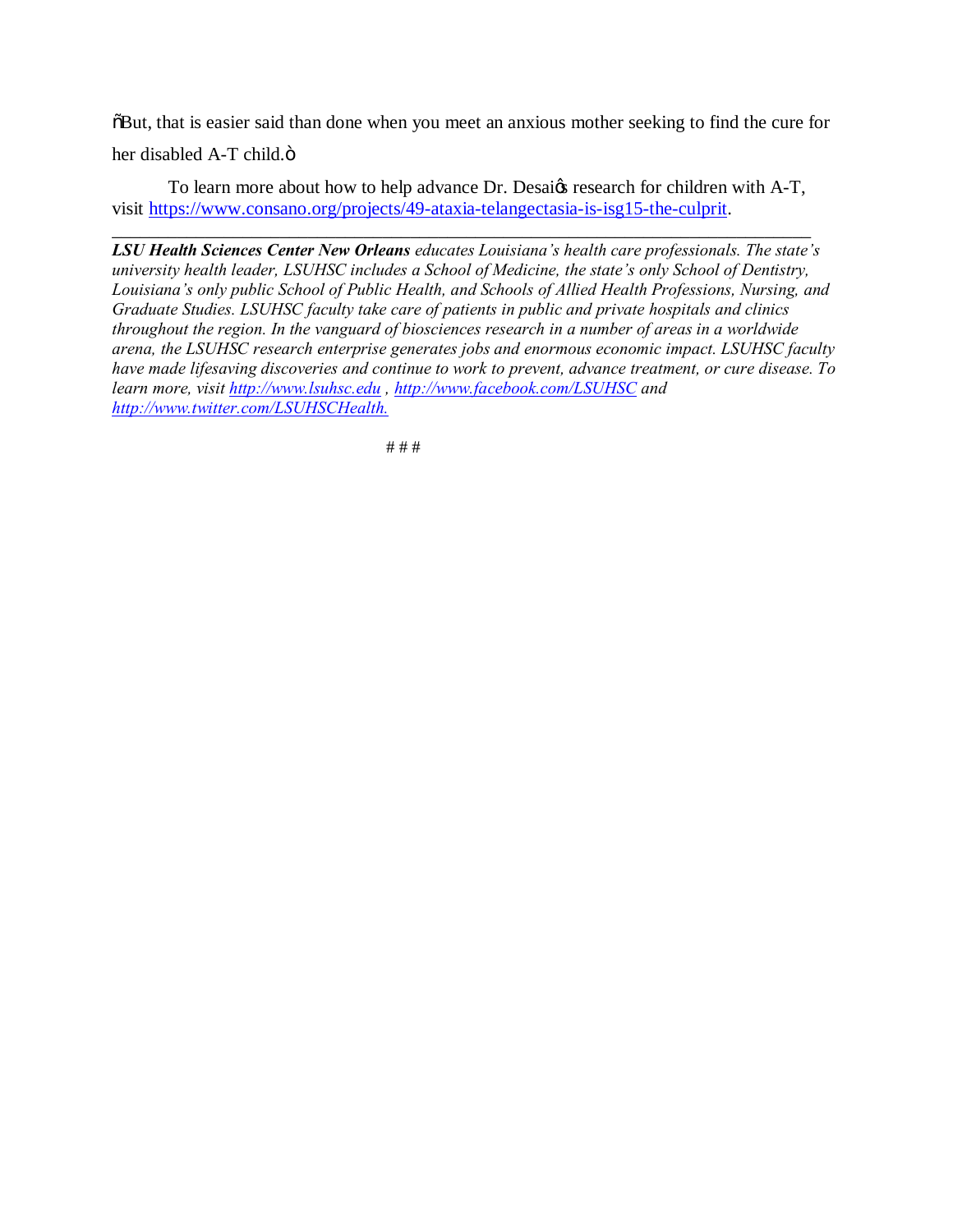"But, that is easier said than done when you meet an anxious mother seeking to find the cure for her disabled A-T child."

To learn more about how to help advance Dr. Desai's research for children with A-T, visit https://www.consano.org/projects/49-ataxia-telangectasia-is-isg15-the-culprit.

---

***LSU Health Sciences Center New Orleans*** *educates Louisiana's health care professionals. The state's university health leader, LSUHSC includes a School of Medicine, the state's only School of Dentistry, Louisiana's only public School of Public Health, and Schools of Allied Health Professions, Nursing, and Graduate Studies. LSUHSC faculty take care of patients in public and private hospitals and clinics throughout the region. In the vanguard of biosciences research in a number of areas in a worldwide arena, the LSUHSC research enterprise generates jobs and enormous economic impact. LSUHSC faculty have made lifesaving discoveries and continue to work to prevent, advance treatment, or cure disease. To learn more, visit http://www.lsuhsc.edu , http://www.facebook.com/LSUHSC and http://www.twitter.com/LSUHSCHealth.*

# # #